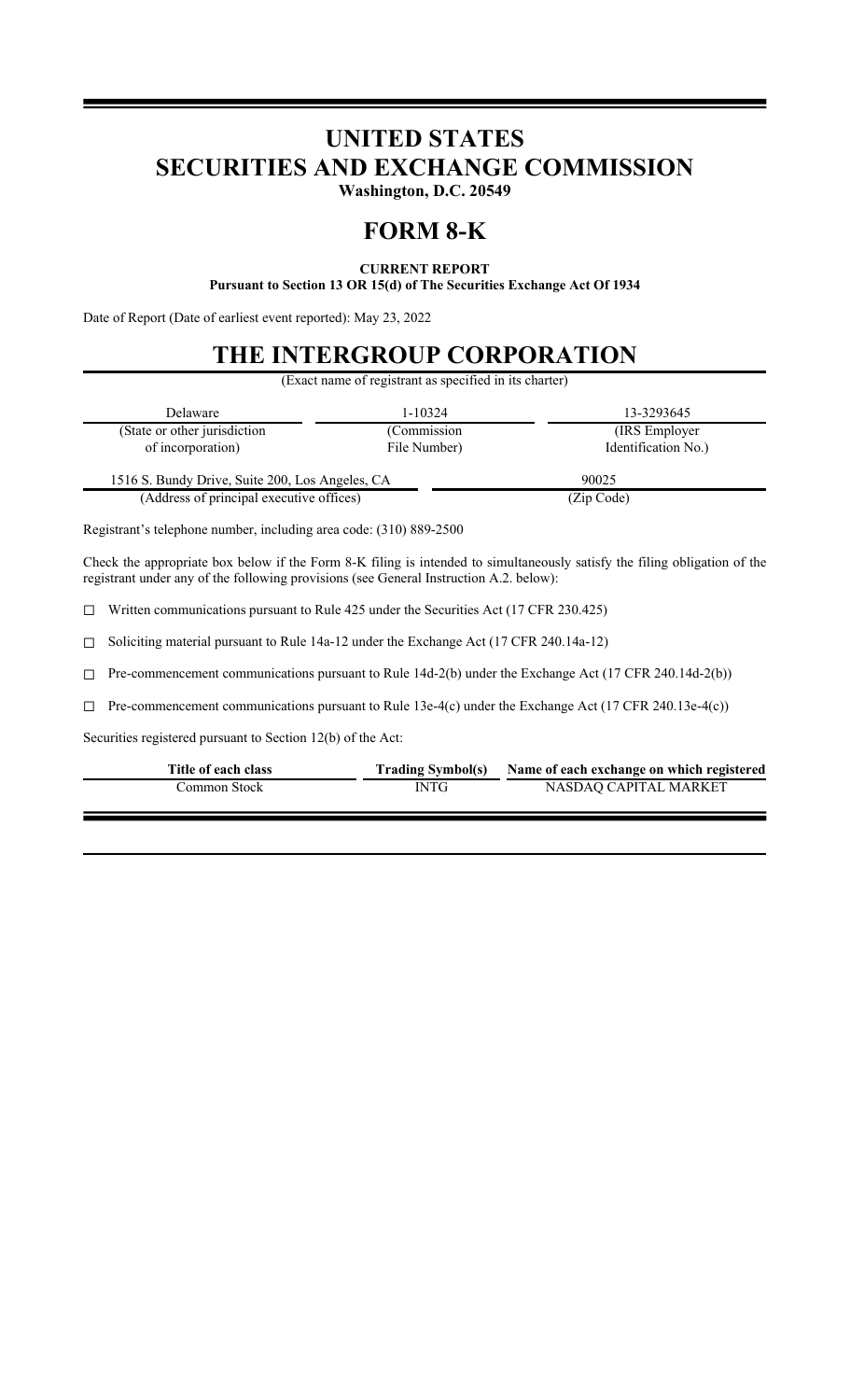# UNITED STATES
# SECURITIES AND EXCHANGE COMMISSION

**Washington, D.C. 20549**

# FORM 8-K

**CURRENT REPORT**

**Pursuant to Section 13 OR 15(d) of The Securities Exchange Act Of 1934**

Date of Report (Date of earliest event reported): May 23, 2022

# THE INTERGROUP CORPORATION

(Exact name of registrant as specified in its charter)

| Delaware | 1-10324 | 13-3293645 |
|---|---|---|
| (State or other jurisdiction of incorporation) | (Commission File Number) | (IRS Employer Identification No.) |

| 1516 S. Bundy Drive, Suite 200, Los Angeles, CA | 90025 |
|---|---|
| (Address of principal executive offices) | (Zip Code) |

Registrant's telephone number, including area code: (310) 889-2500

Check the appropriate box below if the Form 8-K filing is intended to simultaneously satisfy the filing obligation of the registrant under any of the following provisions (see General Instruction A.2. below):

☐ Written communications pursuant to Rule 425 under the Securities Act (17 CFR 230.425)

☐ Soliciting material pursuant to Rule 14a-12 under the Exchange Act (17 CFR 240.14a-12)

☐ Pre-commencement communications pursuant to Rule 14d-2(b) under the Exchange Act (17 CFR 240.14d-2(b))

☐ Pre-commencement communications pursuant to Rule 13e-4(c) under the Exchange Act (17 CFR 240.13e-4(c))

Securities registered pursuant to Section 12(b) of the Act:

| Title of each class | Trading Symbol(s) | Name of each exchange on which registered |
|---|---|---|
| Common Stock | INTG | NASDAQ CAPITAL MARKET |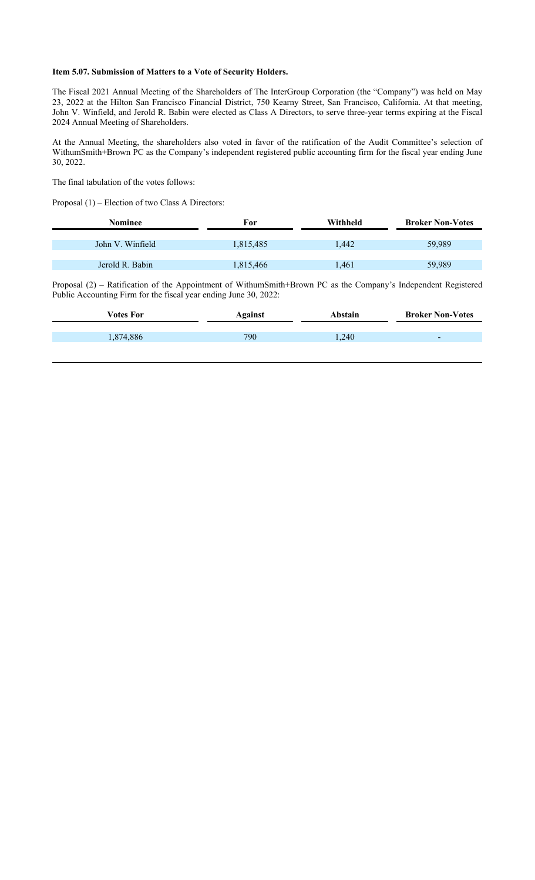**Item 5.07. Submission of Matters to a Vote of Security Holders.**

The Fiscal 2021 Annual Meeting of the Shareholders of The InterGroup Corporation (the "Company") was held on May 23, 2022 at the Hilton San Francisco Financial District, 750 Kearny Street, San Francisco, California. At that meeting, John V. Winfield, and Jerold R. Babin were elected as Class A Directors, to serve three-year terms expiring at the Fiscal 2024 Annual Meeting of Shareholders.

At the Annual Meeting, the shareholders also voted in favor of the ratification of the Audit Committee's selection of WithumSmith+Brown PC as the Company's independent registered public accounting firm for the fiscal year ending June 30, 2022.

The final tabulation of the votes follows:

Proposal (1) – Election of two Class A Directors:

| Nominee | For | Withheld | Broker Non-Votes |
|---|---|---|---|
| John V. Winfield | 1,815,485 | 1,442 | 59,989 |
| Jerold R. Babin | 1,815,466 | 1,461 | 59,989 |

Proposal (2) – Ratification of the Appointment of WithumSmith+Brown PC as the Company's Independent Registered Public Accounting Firm for the fiscal year ending June 30, 2022:

| Votes For | Against | Abstain | Broker Non-Votes |
|---|---|---|---|
| 1,874,886 | 790 | 1,240 | - |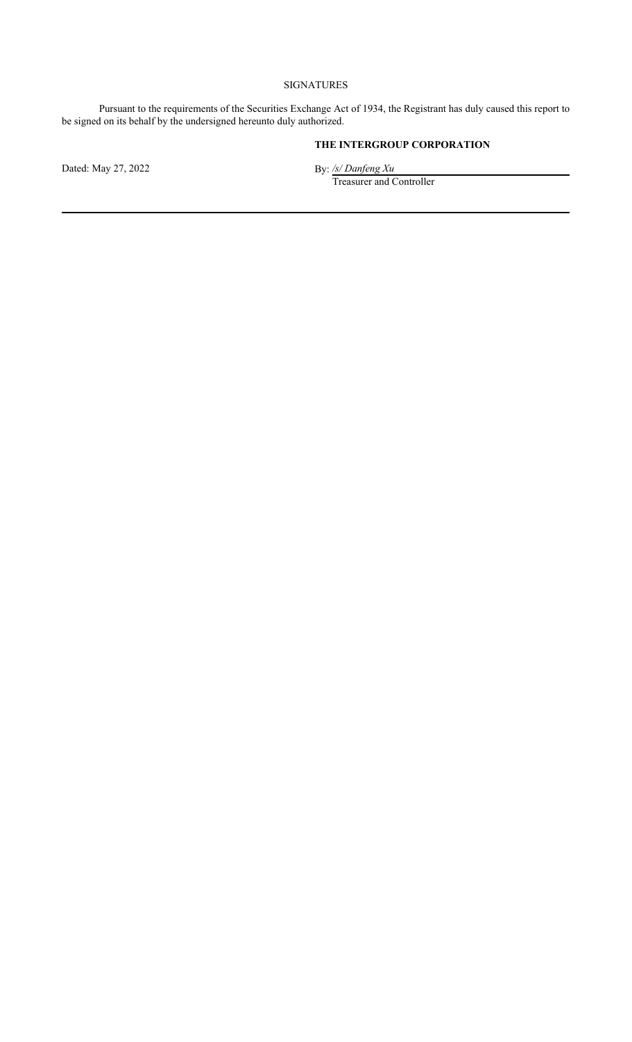SIGNATURES

Pursuant to the requirements of the Securities Exchange Act of 1934, the Registrant has duly caused this report to be signed on its behalf by the undersigned hereunto duly authorized.

**THE INTERGROUP CORPORATION**

Dated: May 27, 2022

By: */s/ Danfeng Xu*
Treasurer and Controller